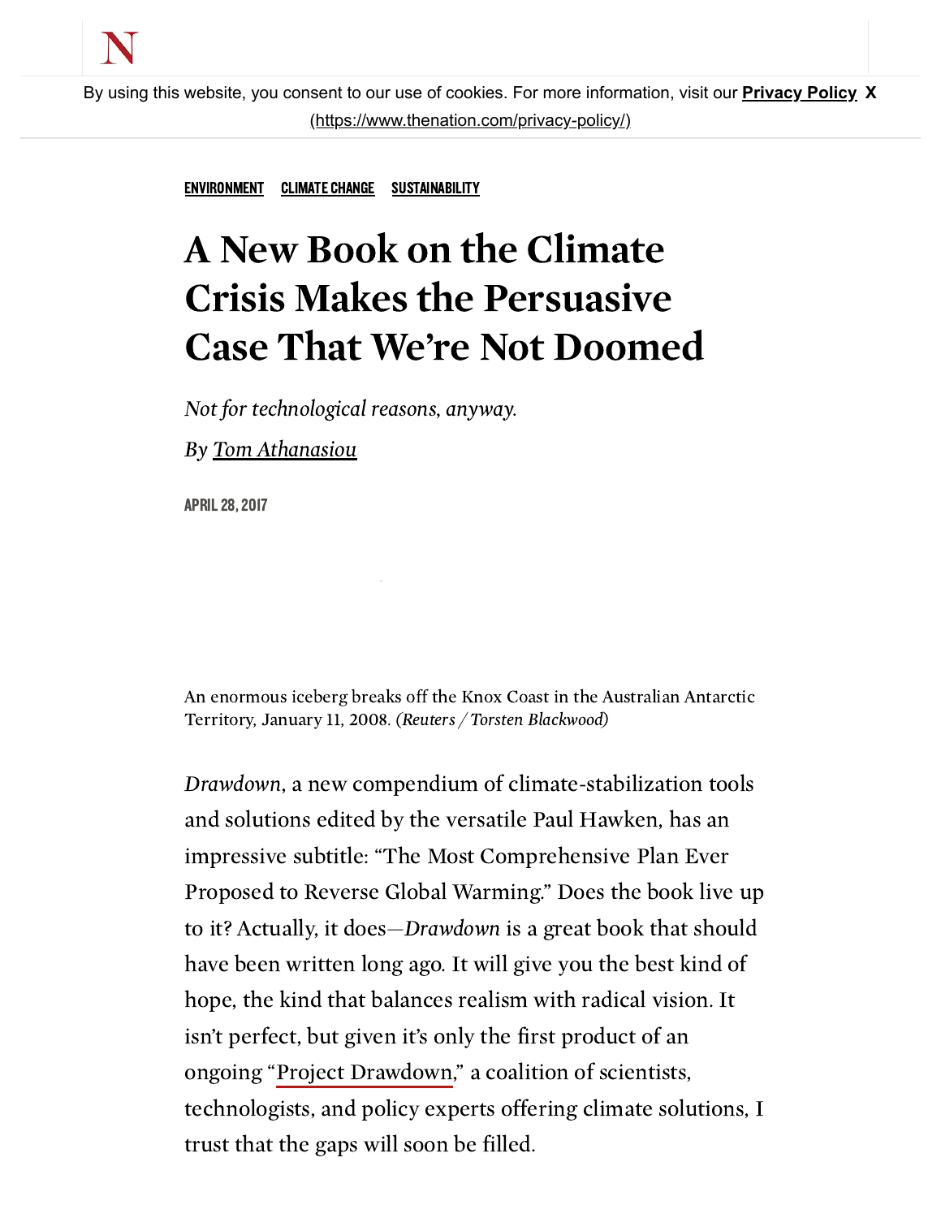ENVIRONMENT CLIMATE CHANGE SUSTAINABILITY

# A New Book on the Climate Crisis Makes the Persuasive Case That We're Not Doomed

*Not for technological reasons, anyway.*

By Tom Athanasiou

APRIL 28, 2017

An enormous iceberg breaks off the Knox Coast in the Australian Antarctic Territory, January 11, 2008. *(Reuters / Torsten Blackwood)*

*Drawdown*, a new compendium of climate-stabilization tools and solutions edited by the versatile Paul Hawken, has an impressive subtitle: "The Most Comprehensive Plan Ever Proposed to Reverse Global Warming." Does the book live up to it? Actually, it does—*Drawdown* is a great book that should have been written long ago. It will give you the best kind of hope, the kind that balances realism with radical vision. It isn't perfect, but given it's only the first product of an ongoing "Project Drawdown," a coalition of scientists, technologists, and policy experts offering climate solutions, I trust that the gaps will soon be filled.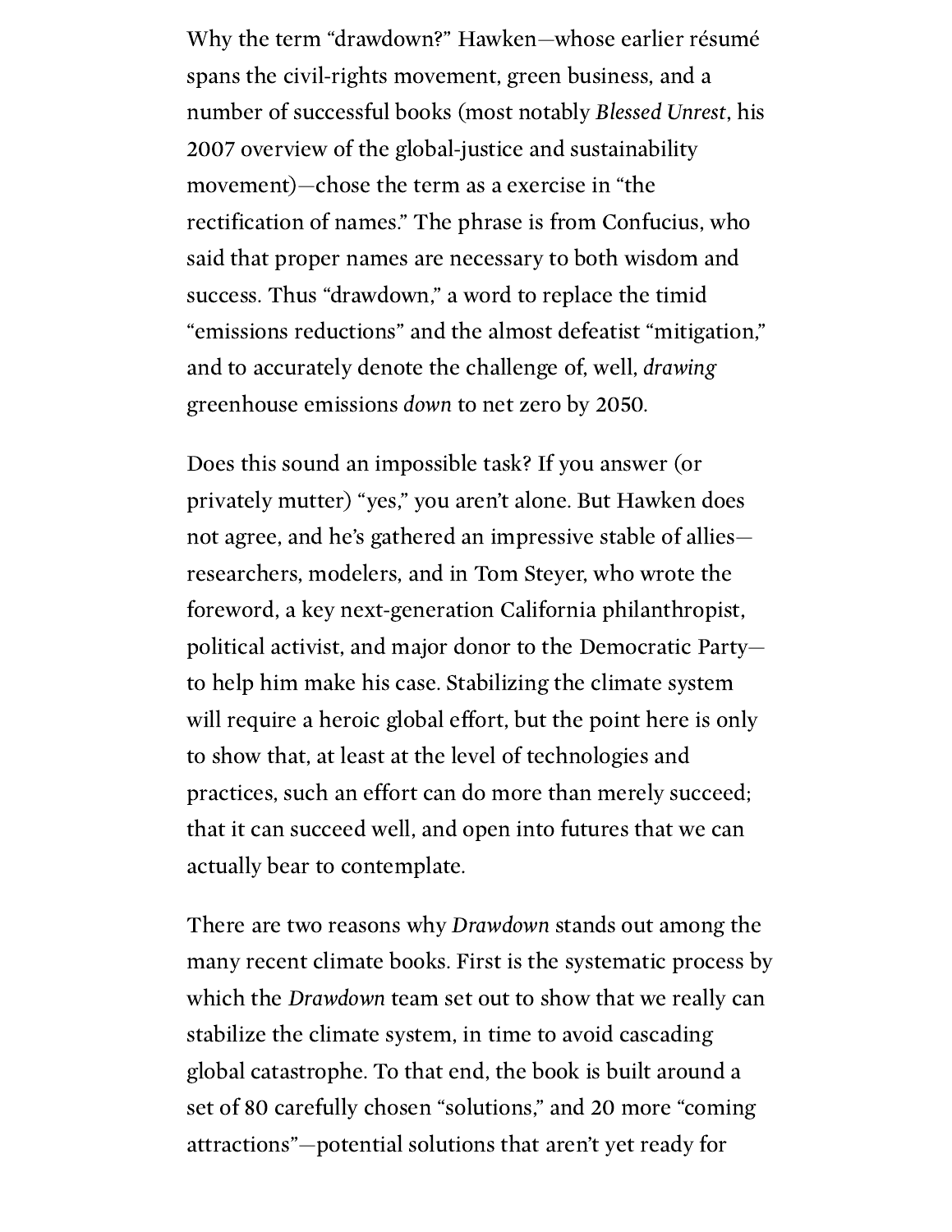Why the term "drawdown?" Hawken—whose earlier résumé spans the civil-rights movement, green business, and a number of successful books (most notably *Blessed Unrest*, his 2007 overview of the global-justice and sustainability movement)—chose the term as a exercise in "the rectification of names." The phrase is from Confucius, who said that proper names are necessary to both wisdom and success. Thus "drawdown," a word to replace the timid "emissions reductions" and the almost defeatist "mitigation," and to accurately denote the challenge of, well, *drawing* greenhouse emissions *down* to net zero by 2050.

Does this sound an impossible task? If you answer (or privately mutter) "yes," you aren't alone. But Hawken does not agree, and he's gathered an impressive stable of allies—researchers, modelers, and in Tom Steyer, who wrote the foreword, a key next-generation California philanthropist, political activist, and major donor to the Democratic Party—to help him make his case. Stabilizing the climate system will require a heroic global effort, but the point here is only to show that, at least at the level of technologies and practices, such an effort can do more than merely succeed; that it can succeed well, and open into futures that we can actually bear to contemplate.

There are two reasons why *Drawdown* stands out among the many recent climate books. First is the systematic process by which the *Drawdown* team set out to show that we really can stabilize the climate system, in time to avoid cascading global catastrophe. To that end, the book is built around a set of 80 carefully chosen "solutions," and 20 more "coming attractions"—potential solutions that aren't yet ready for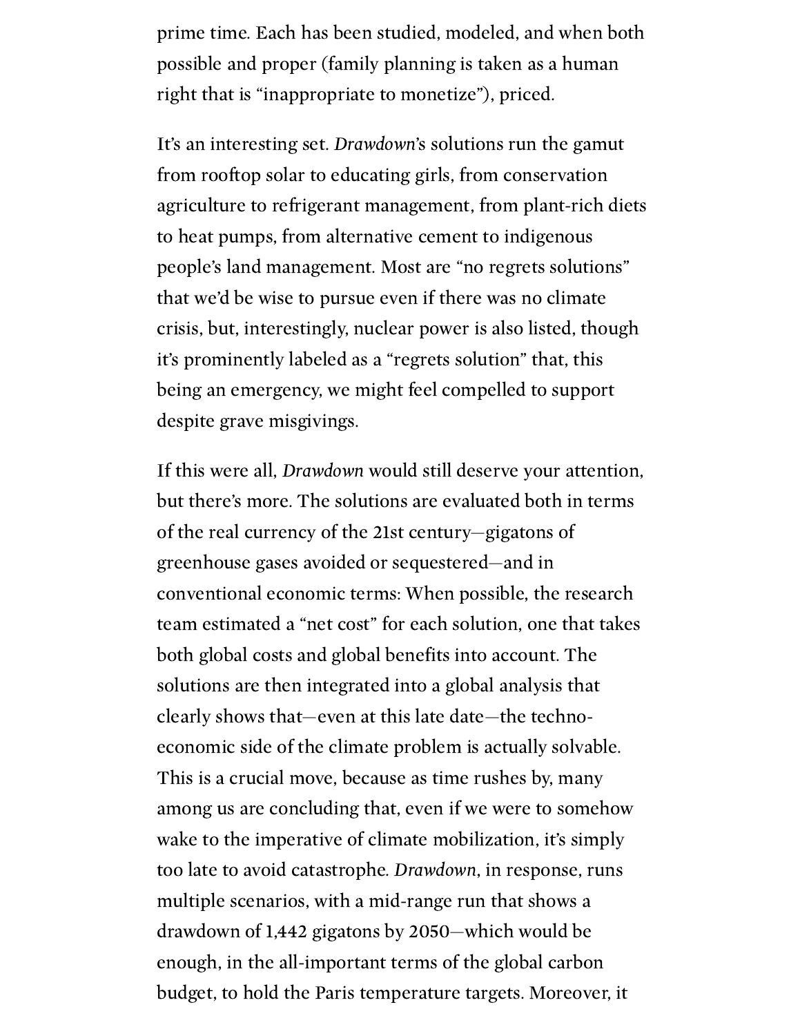prime time. Each has been studied, modeled, and when both possible and proper (family planning is taken as a human right that is "inappropriate to monetize"), priced.

It's an interesting set. *Drawdown*'s solutions run the gamut from rooftop solar to educating girls, from conservation agriculture to refrigerant management, from plant-rich diets to heat pumps, from alternative cement to indigenous people's land management. Most are "no regrets solutions" that we'd be wise to pursue even if there was no climate crisis, but, interestingly, nuclear power is also listed, though it's prominently labeled as a "regrets solution" that, this being an emergency, we might feel compelled to support despite grave misgivings.

If this were all, *Drawdown* would still deserve your attention, but there's more. The solutions are evaluated both in terms of the real currency of the 21st century—gigatons of greenhouse gases avoided or sequestered—and in conventional economic terms: When possible, the research team estimated a "net cost" for each solution, one that takes both global costs and global benefits into account. The solutions are then integrated into a global analysis that clearly shows that—even at this late date—the techno-economic side of the climate problem is actually solvable. This is a crucial move, because as time rushes by, many among us are concluding that, even if we were to somehow wake to the imperative of climate mobilization, it's simply too late to avoid catastrophe. *Drawdown*, in response, runs multiple scenarios, with a mid-range run that shows a drawdown of 1,442 gigatons by 2050—which would be enough, in the all-important terms of the global carbon budget, to hold the Paris temperature targets. Moreover, it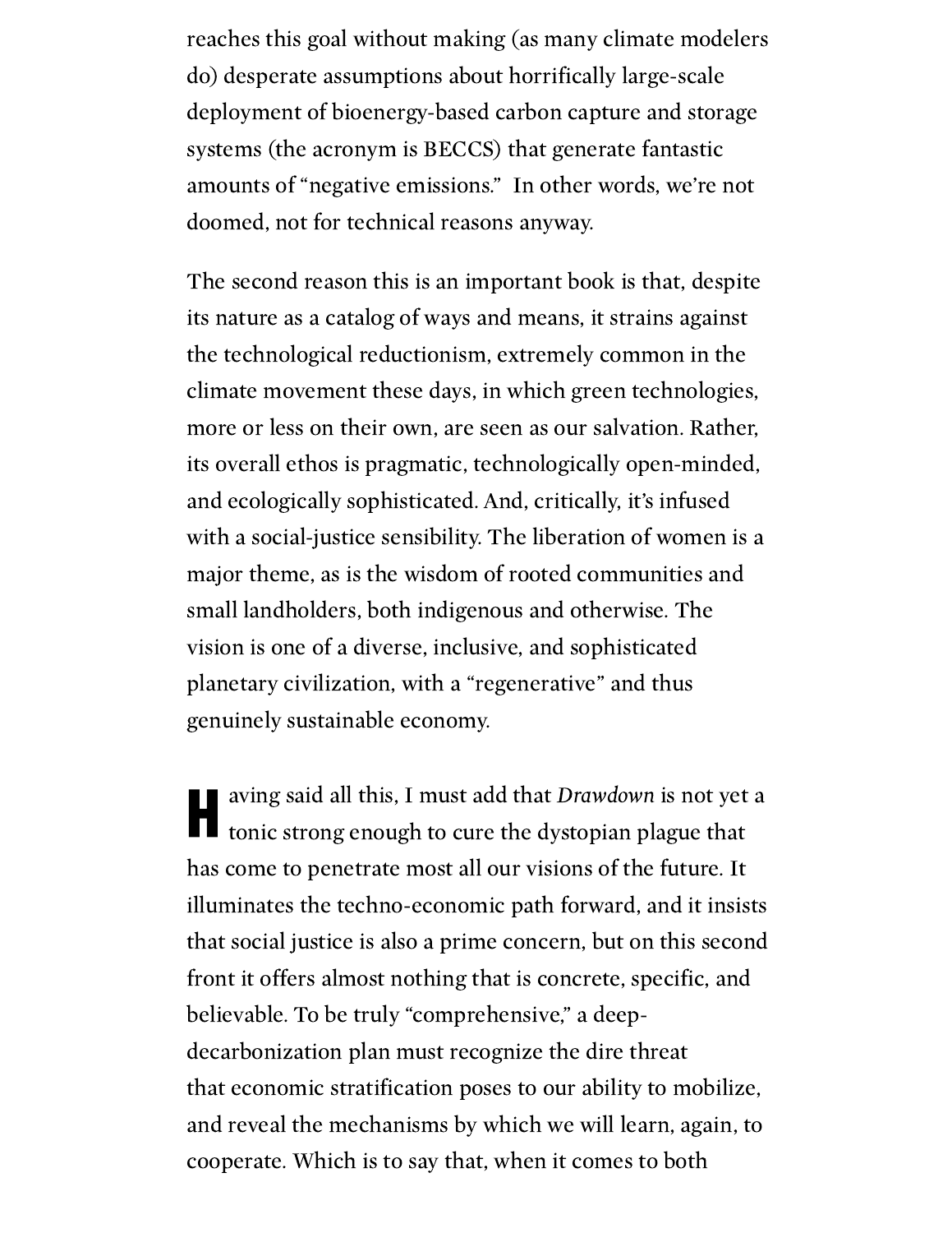reaches this goal without making (as many climate modelers do) desperate assumptions about horrifically large-scale deployment of bioenergy-based carbon capture and storage systems (the acronym is BECCS) that generate fantastic amounts of "negative emissions." In other words, we're not doomed, not for technical reasons anyway.

The second reason this is an important book is that, despite its nature as a catalog of ways and means, it strains against the technological reductionism, extremely common in the climate movement these days, in which green technologies, more or less on their own, are seen as our salvation. Rather, its overall ethos is pragmatic, technologically open-minded, and ecologically sophisticated. And, critically, it's infused with a social-justice sensibility. The liberation of women is a major theme, as is the wisdom of rooted communities and small landholders, both indigenous and otherwise. The vision is one of a diverse, inclusive, and sophisticated planetary civilization, with a "regenerative" and thus genuinely sustainable economy.

Having said all this, I must add that *Drawdown* is not yet a tonic strong enough to cure the dystopian plague that has come to penetrate most all our visions of the future. It illuminates the techno-economic path forward, and it insists that social justice is also a prime concern, but on this second front it offers almost nothing that is concrete, specific, and believable. To be truly "comprehensive," a deep-decarbonization plan must recognize the dire threat that economic stratification poses to our ability to mobilize, and reveal the mechanisms by which we will learn, again, to cooperate. Which is to say that, when it comes to both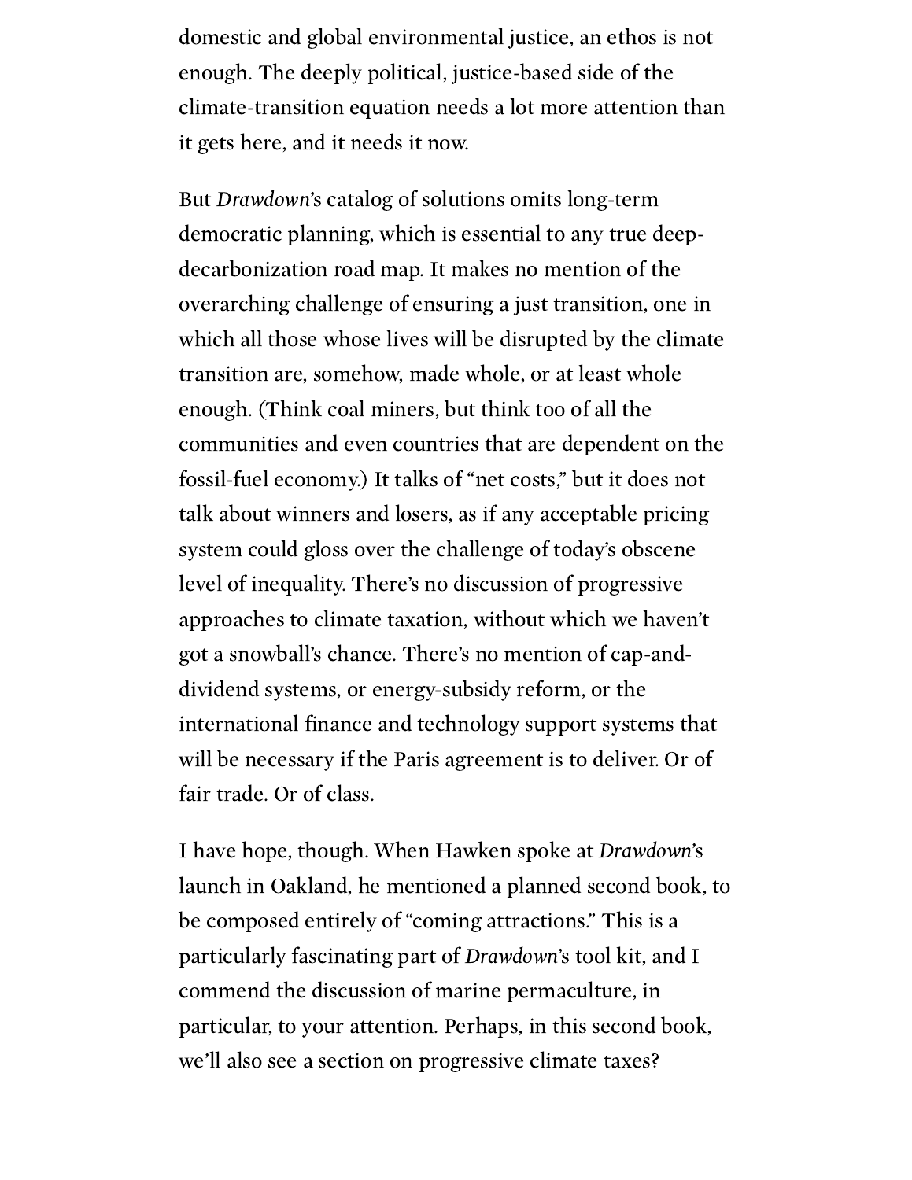domestic and global environmental justice, an ethos is not enough. The deeply political, justice-based side of the climate-transition equation needs a lot more attention than it gets here, and it needs it now.

But *Drawdown*'s catalog of solutions omits long-term democratic planning, which is essential to any true deep-decarbonization road map. It makes no mention of the overarching challenge of ensuring a just transition, one in which all those whose lives will be disrupted by the climate transition are, somehow, made whole, or at least whole enough. (Think coal miners, but think too of all the communities and even countries that are dependent on the fossil-fuel economy.) It talks of "net costs," but it does not talk about winners and losers, as if any acceptable pricing system could gloss over the challenge of today's obscene level of inequality. There's no discussion of progressive approaches to climate taxation, without which we haven't got a snowball's chance. There's no mention of cap-and-dividend systems, or energy-subsidy reform, or the international finance and technology support systems that will be necessary if the Paris agreement is to deliver. Or of fair trade. Or of class.

I have hope, though. When Hawken spoke at *Drawdown*'s launch in Oakland, he mentioned a planned second book, to be composed entirely of "coming attractions." This is a particularly fascinating part of *Drawdown*'s tool kit, and I commend the discussion of marine permaculture, in particular, to your attention. Perhaps, in this second book, we'll also see a section on progressive climate taxes?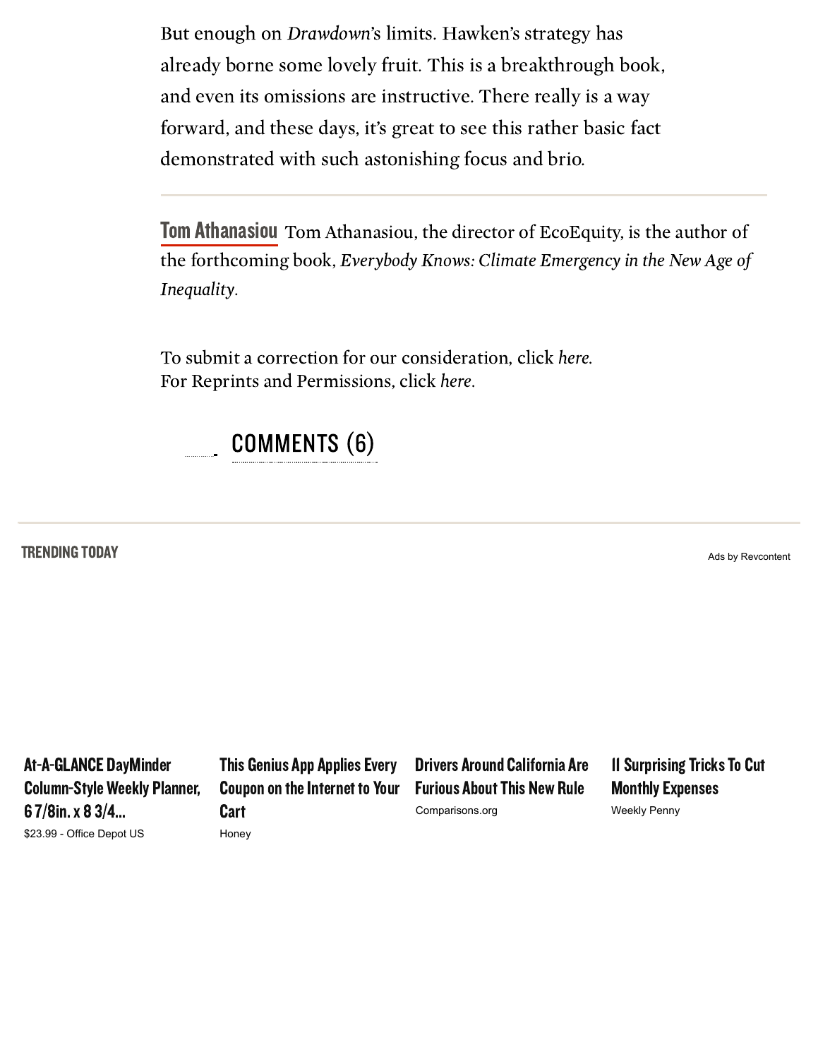But enough on *Drawdown*'s limits. Hawken's strategy has already borne some lovely fruit. This is a breakthrough book, and even its omissions are instructive. There really is a way forward, and these days, it's great to see this rather basic fact demonstrated with such astonishing focus and brio.

---

**Tom Athanasiou** Tom Athanasiou, the director of EcoEquity, is the author of the forthcoming book, *Everybody Knows: Climate Emergency in the New Age of Inequality*.

To submit a correction for our consideration, click *here*.
For Reprints and Permissions, click *here*.

COMMENTS (6)

---

**TRENDING TODAY**

Ads by Revcontent

**At-A-GLANCE DayMinder Column-Style Weekly Planner, 6 7/8in. x 8 3/4...**
$23.99 - Office Depot US

**This Genius App Applies Every Coupon on the Internet to Your Cart**
Honey

**Drivers Around California Are Furious About This New Rule**
Comparisons.org

**11 Surprising Tricks To Cut Monthly Expenses**
Weekly Penny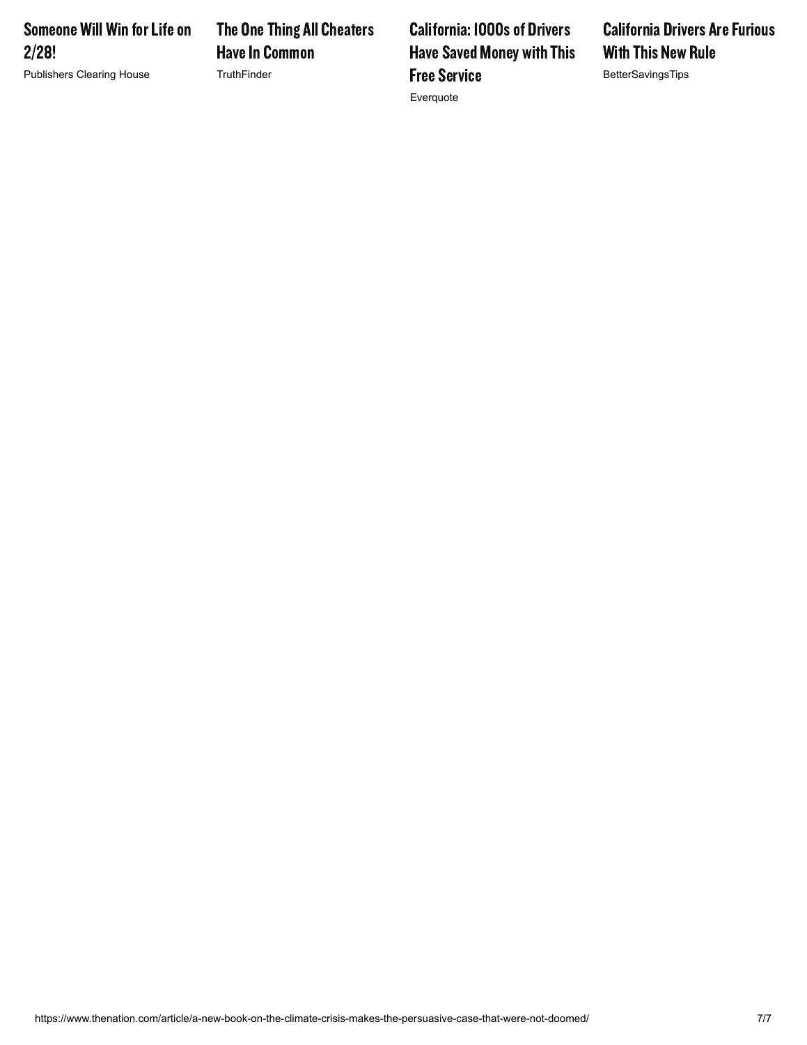**Someone Will Win for Life on 2/28!**
Publishers Clearing House

**The One Thing All Cheaters Have In Common**
TruthFinder

**California: 1000s of Drivers Have Saved Money with This Free Service**
Everquote

**California Drivers Are Furious With This New Rule**
BetterSavingsTips